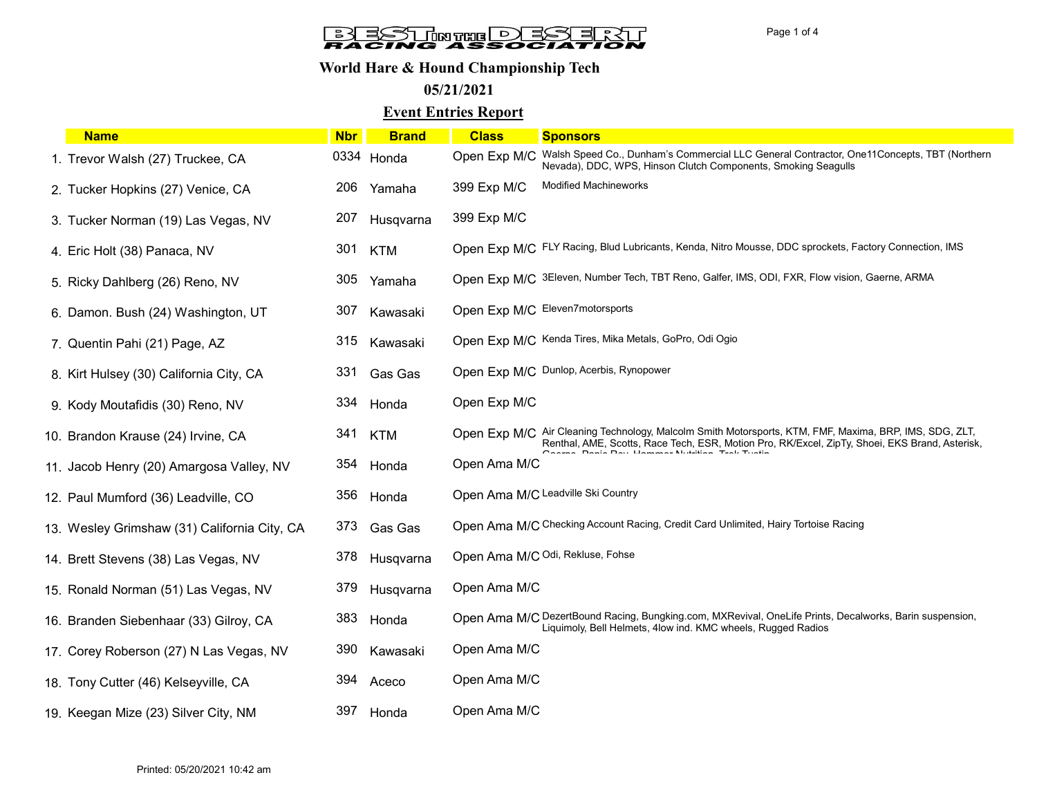# BEST IN THE DESERT RACING ASSOCIATION

## World Hare & Hound Championship Tech

## 05/21/2021

## Event Entries Report

| | Name | Nbr | Brand | Class | Sponsors |
|---|---|---|---|---|---|
| 1. | Trevor Walsh (27) Truckee, CA | 0334 | Honda | Open Exp M/C | Walsh Speed Co., Dunham's Commercial LLC General Contractor, One11Concepts, TBT (Northern Nevada), DDC, WPS, Hinson Clutch Components, Smoking Seagulls |
| 2. | Tucker Hopkins (27) Venice, CA | 206 | Yamaha | 399 Exp M/C | Modified Machineworks |
| 3. | Tucker Norman (19) Las Vegas, NV | 207 | Husqvarna | 399 Exp M/C | |
| 4. | Eric Holt (38) Panaca, NV | 301 | KTM | Open Exp M/C | FLY Racing, Blud Lubricants, Kenda, Nitro Mousse, DDC sprockets, Factory Connection, IMS |
| 5. | Ricky Dahlberg (26) Reno, NV | 305 | Yamaha | Open Exp M/C | 3Eleven, Number Tech, TBT Reno, Galfer, IMS, ODI, FXR, Flow vision, Gaerne, ARMA |
| 6. | Damon. Bush (24) Washington, UT | 307 | Kawasaki | Open Exp M/C | Eleven7motorsports |
| 7. | Quentin Pahi (21) Page, AZ | 315 | Kawasaki | Open Exp M/C | Kenda Tires, Mika Metals, GoPro, Odi Ogio |
| 8. | Kirt Hulsey (30) California City, CA | 331 | Gas Gas | Open Exp M/C | Dunlop, Acerbis, Rynopower |
| 9. | Kody Moutafidis (30) Reno, NV | 334 | Honda | Open Exp M/C | |
| 10. | Brandon Krause (24) Irvine, CA | 341 | KTM | Open Exp M/C | Air Cleaning Technology, Malcolm Smith Motorsports, KTM, FMF, Maxima, BRP, IMS, SDG, ZLT, Renthal, AME, Scotts, Race Tech, ESR, Motion Pro, RK/Excel, ZipTy, Shoei, EKS Brand, Asterisk, Gaerne, Panic Box, Hammer Nutrition, Trek Tustin |
| 11. | Jacob Henry (20) Amargosa Valley, NV | 354 | Honda | Open Ama M/C | |
| 12. | Paul Mumford (36) Leadville, CO | 356 | Honda | Open Ama M/C | Leadville Ski Country |
| 13. | Wesley Grimshaw (31) California City, CA | 373 | Gas Gas | Open Ama M/C | Checking Account Racing, Credit Card Unlimited, Hairy Tortoise Racing |
| 14. | Brett Stevens (38) Las Vegas, NV | 378 | Husqvarna | Open Ama M/C | Odi, Rekluse, Fohse |
| 15. | Ronald Norman (51) Las Vegas, NV | 379 | Husqvarna | Open Ama M/C | |
| 16. | Branden Siebenhaar (33) Gilroy, CA | 383 | Honda | Open Ama M/C | DezertBound Racing, Bungking.com, MXRevival, OneLife Prints, Decalworks, Barin suspension, Liquimoly, Bell Helmets, 4low ind. KMC wheels, Rugged Radios |
| 17. | Corey Roberson (27) N Las Vegas, NV | 390 | Kawasaki | Open Ama M/C | |
| 18. | Tony Cutter (46) Kelseyville, CA | 394 | Aceco | Open Ama M/C | |
| 19. | Keegan Mize (23) Silver City, NM | 397 | Honda | Open Ama M/C | |

Printed: 05/20/2021 10:42 am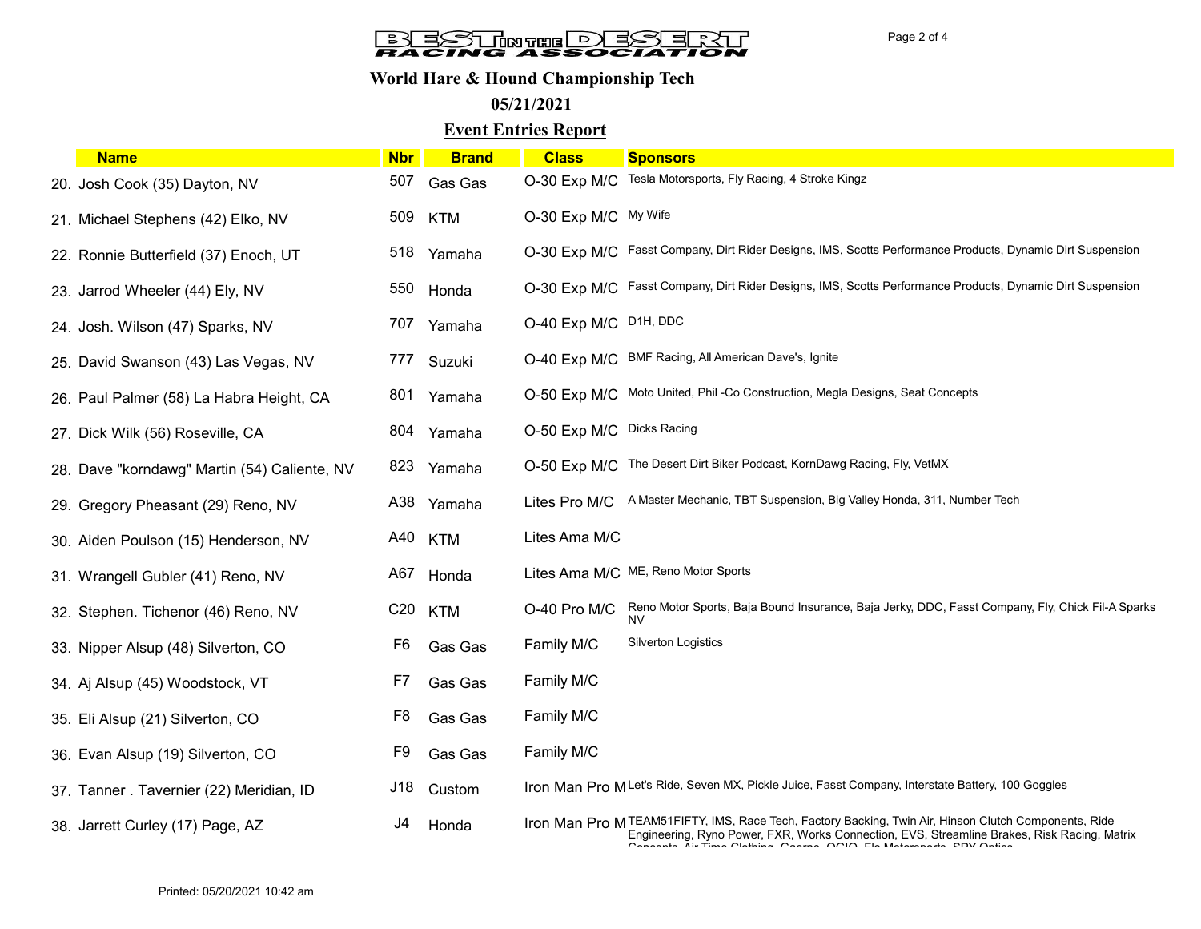**BEST IN THE DESERT RACING ASSOCIATION**

## World Hare & Hound Championship Tech

## 05/21/2021

## Event Entries Report

| | Name | Nbr | Brand | Class | Sponsors |
|---|---|---|---|---|---|
| 20. | Josh Cook (35) Dayton, NV | 507 | Gas Gas | O-30 Exp M/C | Tesla Motorsports, Fly Racing, 4 Stroke Kingz |
| 21. | Michael Stephens (42) Elko, NV | 509 | KTM | O-30 Exp M/C | My Wife |
| 22. | Ronnie Butterfield (37) Enoch, UT | 518 | Yamaha | O-30 Exp M/C | Fasst Company, Dirt Rider Designs, IMS, Scotts Performance Products, Dynamic Dirt Suspension |
| 23. | Jarrod Wheeler (44) Ely, NV | 550 | Honda | O-30 Exp M/C | Fasst Company, Dirt Rider Designs, IMS, Scotts Performance Products, Dynamic Dirt Suspension |
| 24. | Josh. Wilson (47) Sparks, NV | 707 | Yamaha | O-40 Exp M/C | D1H, DDC |
| 25. | David Swanson (43) Las Vegas, NV | 777 | Suzuki | O-40 Exp M/C | BMF Racing, All American Dave's, Ignite |
| 26. | Paul Palmer (58) La Habra Height, CA | 801 | Yamaha | O-50 Exp M/C | Moto United, Phil -Co Construction, Megla Designs, Seat Concepts |
| 27. | Dick Wilk (56) Roseville, CA | 804 | Yamaha | O-50 Exp M/C | Dicks Racing |
| 28. | Dave "korndawg" Martin (54) Caliente, NV | 823 | Yamaha | O-50 Exp M/C | The Desert Dirt Biker Podcast, KornDawg Racing, Fly, VetMX |
| 29. | Gregory Pheasant (29) Reno, NV | A38 | Yamaha | Lites Pro M/C | A Master Mechanic, TBT Suspension, Big Valley Honda, 311, Number Tech |
| 30. | Aiden Poulson (15) Henderson, NV | A40 | KTM | Lites Ama M/C | |
| 31. | Wrangell Gubler (41) Reno, NV | A67 | Honda | Lites Ama M/C | ME, Reno Motor Sports |
| 32. | Stephen. Tichenor (46) Reno, NV | C20 | KTM | O-40 Pro M/C | Reno Motor Sports, Baja Bound Insurance, Baja Jerky, DDC, Fasst Company, Fly, Chick Fil-A Sparks NV |
| 33. | Nipper Alsup (48) Silverton, CO | F6 | Gas Gas | Family M/C | Silverton Logistics |
| 34. | Aj Alsup (45) Woodstock, VT | F7 | Gas Gas | Family M/C | |
| 35. | Eli Alsup (21) Silverton, CO | F8 | Gas Gas | Family M/C | |
| 36. | Evan Alsup (19) Silverton, CO | F9 | Gas Gas | Family M/C | |
| 37. | Tanner . Tavernier (22) Meridian, ID | J18 | Custom | Iron Man Pro M | Let's Ride, Seven MX, Pickle Juice, Fasst Company, Interstate Battery, 100 Goggles |
| 38. | Jarrett Curley (17) Page, AZ | J4 | Honda | Iron Man Pro M | TEAM51FIFTY, IMS, Race Tech, Factory Backing, Twin Air, Hinson Clutch Components, Ride Engineering, Ryno Power, FXR, Works Connection, EVS, Streamline Brakes, Risk Racing, Matrix Concepts, Air Time Clothing, Cearno, OGIO, Flo Motorsports, SPY Optics |

Printed: 05/20/2021 10:42 am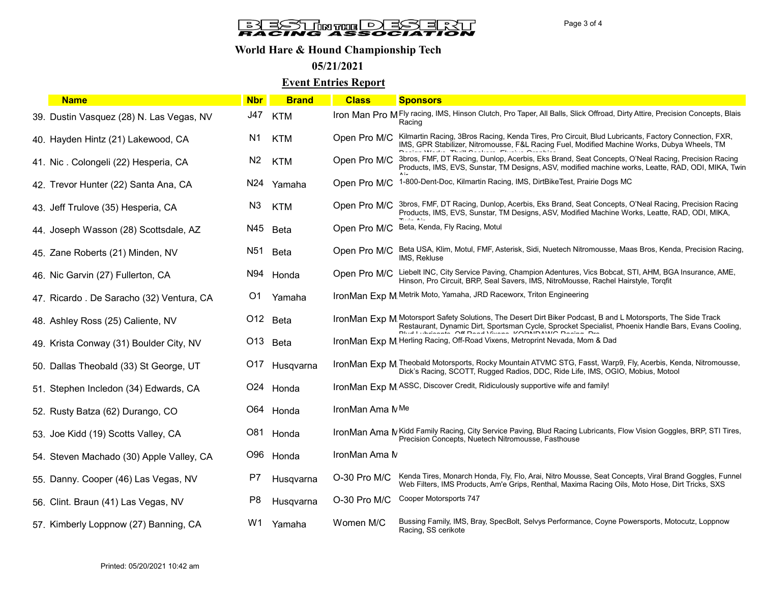**BEST IN THE DESERT RACING ASSOCIATION**

**World Hare & Hound Championship Tech**

**05/21/2021**

**Event Entries Report**

| Name | Nbr | Brand | Class | Sponsors |
|---|---|---|---|---|
| 39. Dustin Vasquez (28) N. Las Vegas, NV | J47 | KTM | Iron Man Pro M | Fly racing, IMS, Hinson Clutch, Pro Taper, All Balls, Slick Offroad, Dirty Attire, Precision Concepts, Blais Racing |
| 40. Hayden Hintz (21) Lakewood, CA | N1 | KTM | Open Pro M/C | Kilmartin Racing, 3Bros Racing, Kenda Tires, Pro Circuit, Blud Lubricants, Factory Connection, FXR, IMS, GPR Stabilizer, Nitromousse, F&L Racing Fuel, Modified Machine Works, Dubya Wheels, TM Design Works, Thrill Seekers, Elusive Graphics |
| 41. Nic . Colongeli (22) Hesperia, CA | N2 | KTM | Open Pro M/C | 3bros, FMF, DT Racing, Dunlop, Acerbis, Eks Brand, Seat Concepts, O'Neal Racing, Precision Racing Products, IMS, EVS, Sunstar, TM Designs, ASV, modified machine works, Leatte, RAD, ODI, MIKA, Twin Air |
| 42. Trevor Hunter (22) Santa Ana, CA | N24 | Yamaha | Open Pro M/C | 1-800-Dent-Doc, Kilmartin Racing, IMS, DirtBikeTest, Prairie Dogs MC |
| 43. Jeff Trulove (35) Hesperia, CA | N3 | KTM | Open Pro M/C | 3bros, FMF, DT Racing, Dunlop, Acerbis, Eks Brand, Seat Concepts, O'Neal Racing, Precision Racing Products, IMS, EVS, Sunstar, TM Designs, ASV, Modified Machine Works, Leatte, RAD, ODI, MIKA, Twin Air |
| 44. Joseph Wasson (28) Scottsdale, AZ | N45 | Beta | Open Pro M/C | Beta, Kenda, Fly Racing, Motul |
| 45. Zane Roberts (21) Minden, NV | N51 | Beta | Open Pro M/C | Beta USA, Klim, Motul, FMF, Asterisk, Sidi, Nuetech Nitromousse, Maas Bros, Kenda, Precision Racing, IMS, Rekluse |
| 46. Nic Garvin (27) Fullerton, CA | N94 | Honda | Open Pro M/C | Liebelt INC, City Service Paving, Champion Adentures, Vics Bobcat, STI, AHM, BGA Insurance, AME, Hinson, Pro Circuit, BRP, Seal Savers, IMS, NitroMousse, Rachel Hairstyle, Torqfit |
| 47. Ricardo . De Saracho (32) Ventura, CA | O1 | Yamaha | IronMan Exp M | Metrik Moto, Yamaha, JRD Raceworx, Triton Engineering |
| 48. Ashley Ross (25) Caliente, NV | O12 | Beta | IronMan Exp M | Motorsport Safety Solutions, The Desert Dirt Biker Podcast, B and L Motorsports, The Side Track Restaurant, Dynamic Dirt, Sportsman Cycle, Sprocket Specialist, Phoenix Handle Bars, Evans Cooling, Blud Lubricants, Off Road Vixens, KORNDAWG Racing, Pro |
| 49. Krista Conway (31) Boulder City, NV | O13 | Beta | IronMan Exp M | Herling Racing, Off-Road Vixens, Metroprint Nevada, Mom & Dad |
| 50. Dallas Theobald (33) St George, UT | O17 | Husqvarna | IronMan Exp M | Theobald Motorsports, Rocky Mountain ATVMC STG, Fasst, Warp9, Fly, Acerbis, Kenda, Nitromousse, Dick's Racing, SCOTT, Rugged Radios, DDC, Ride Life, IMS, OGIO, Mobius, Motool |
| 51. Stephen Incledon (34) Edwards, CA | O24 | Honda | IronMan Exp M | ASSC, Discover Credit, Ridiculously supportive wife and family! |
| 52. Rusty Batza (62) Durango, CO | O64 | Honda | IronMan Ama M | Me |
| 53. Joe Kidd (19) Scotts Valley, CA | O81 | Honda | IronMan Ama M | Kidd Family Racing, City Service Paving, Blud Racing Lubricants, Flow Vision Goggles, BRP, STI Tires, Precision Concepts, Nuetech Nitromousse, Fasthouse |
| 54. Steven Machado (30) Apple Valley, CA | O96 | Honda | IronMan Ama M | |
| 55. Danny. Cooper (46) Las Vegas, NV | P7 | Husqvarna | O-30 Pro M/C | Kenda Tires, Monarch Honda, Fly, Flo, Arai, Nitro Mousse, Seat Concepts, Viral Brand Goggles, Funnel Web Filters, IMS Products, Am'e Grips, Renthal, Maxima Racing Oils, Moto Hose, Dirt Tricks, SXS |
| 56. Clint. Braun (41) Las Vegas, NV | P8 | Husqvarna | O-30 Pro M/C | Cooper Motorsports 747 |
| 57. Kimberly Loppnow (27) Banning, CA | W1 | Yamaha | Women M/C | Bussing Family, IMS, Bray, SpecBolt, Selvys Performance, Coyne Powersports, Motocutz, Loppnow Racing, SS cerikote |

Printed: 05/20/2021 10:42 am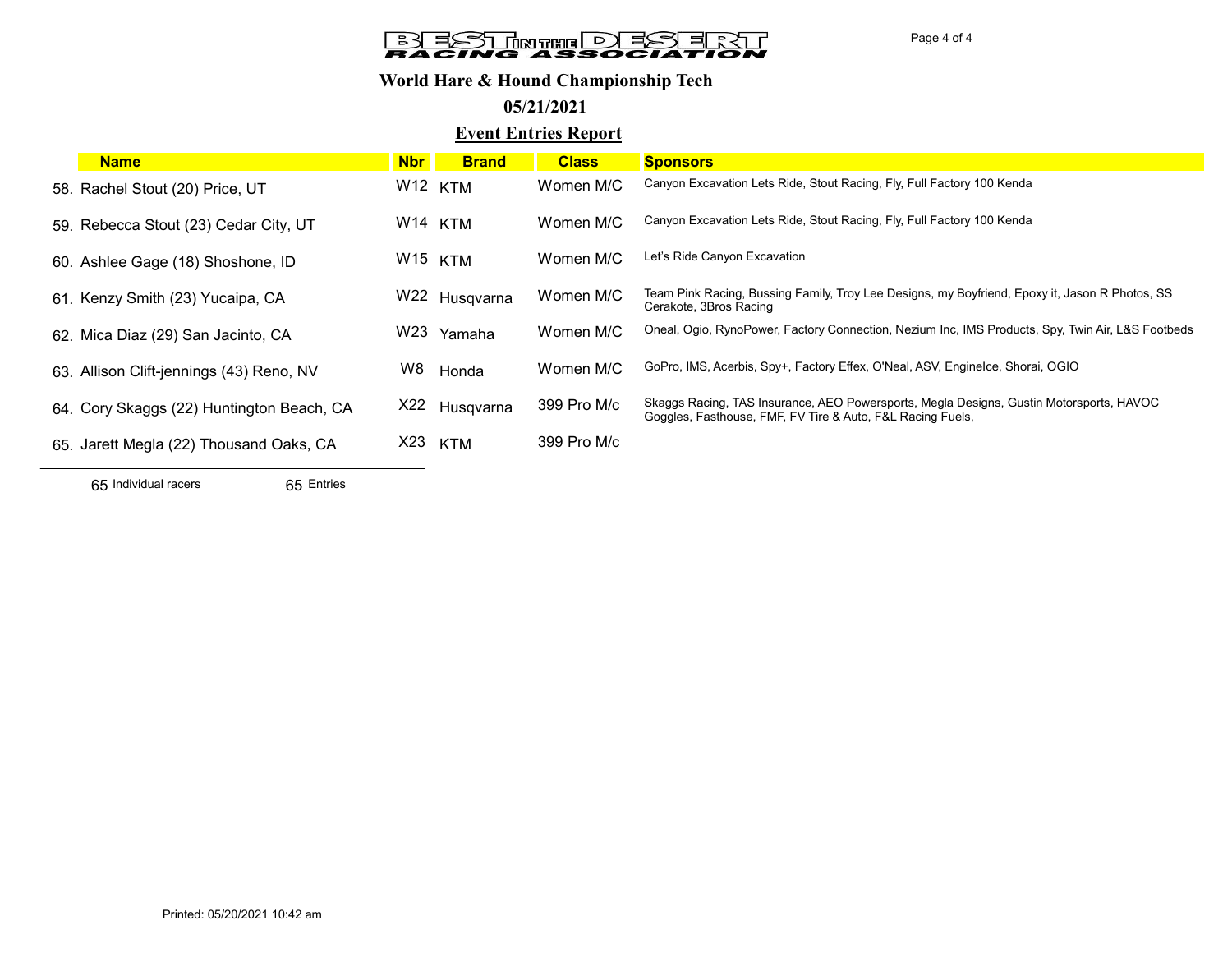**BEST IN THE DESERT RACING ASSOCIATION**

## World Hare & Hound Championship Tech

**05/21/2021**

### Event Entries Report

| Name | Nbr | Brand | Class | Sponsors |
| --- | --- | --- | --- | --- |
| 58. Rachel Stout (20) Price, UT | W12 | KTM | Women M/C | Canyon Excavation Lets Ride, Stout Racing, Fly, Full Factory 100 Kenda |
| 59. Rebecca Stout (23) Cedar City, UT | W14 | KTM | Women M/C | Canyon Excavation Lets Ride, Stout Racing, Fly, Full Factory 100 Kenda |
| 60. Ashlee Gage (18) Shoshone, ID | W15 | KTM | Women M/C | Let's Ride Canyon Excavation |
| 61. Kenzy Smith (23) Yucaipa, CA | W22 | Husqvarna | Women M/C | Team Pink Racing, Bussing Family, Troy Lee Designs, my Boyfriend, Epoxy it, Jason R Photos, SS Cerakote, 3Bros Racing |
| 62. Mica Diaz (29) San Jacinto, CA | W23 | Yamaha | Women M/C | Oneal, Ogio, RynoPower, Factory Connection, Nezium Inc, IMS Products, Spy, Twin Air, L&S Footbeds |
| 63. Allison Clift-jennings (43) Reno, NV | W8 | Honda | Women M/C | GoPro, IMS, Acerbis, Spy+, Factory Effex, O'Neal, ASV, EngineIce, Shorai, OGIO |
| 64. Cory Skaggs (22) Huntington Beach, CA | X22 | Husqvarna | 399 Pro M/c | Skaggs Racing, TAS Insurance, AEO Powersports, Megla Designs, Gustin Motorsports, HAVOC Goggles, Fasthouse, FMF, FV Tire & Auto, F&L Racing Fuels, |
| 65. Jarett Megla (22) Thousand Oaks, CA | X23 | KTM | 399 Pro M/c | |

65 Individual racers 65 Entries

Printed: 05/20/2021 10:42 am